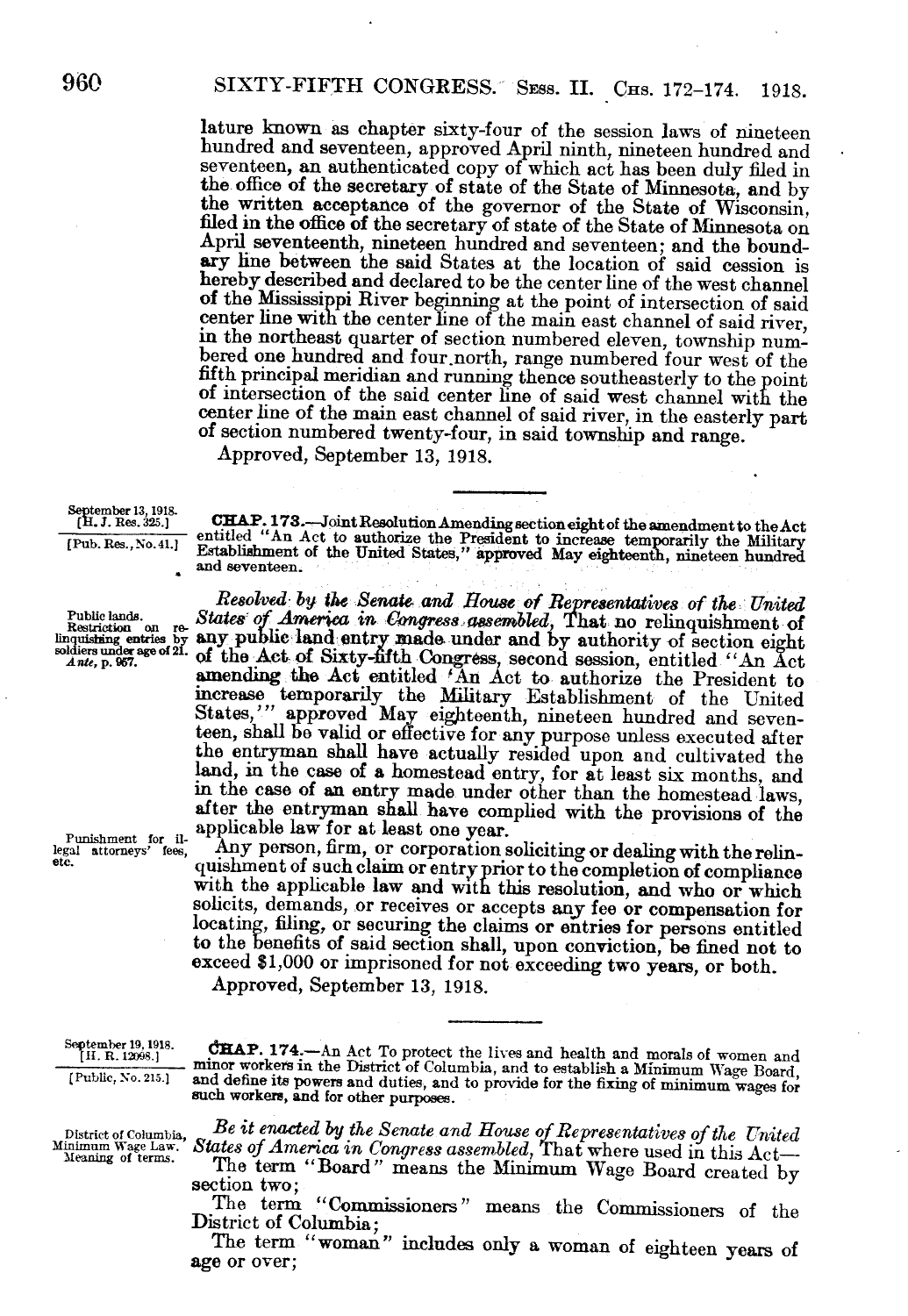lature known as chapter sixty-four of the session laws of nineteen hundred and seventeen, approved April ninth, nineteen hundred and seventeen, an authenticated copy of which act has been duly filed in the office of the secretary of state of the State of Minnesota, and by the written acceptance of the governor of the State of Wisconsin, filed in the office of the secretary of state of the State of Minnesota on April seventeenth, nineteen hundred and seventeen; and the boundary line between the said States at the location of said cession is hereby described and declared to be the center line of the west channel of the Mississippi River beginning at the point of intersection of said center line with the center line of the main east channel of said river, in the northeast quarter of section numbered eleven, township numbered one hundred and four north, range numbered four west of the fifth principal meridian and running thence southeasterly to the point of intersection of the said center line of said west channel with the center line of the main east channel of said river, in the easterly part of section numbered twenty-four, in said township and range.

Approved, September 13, 1918.

---

September 13, 1918.
[H. J. Res. 325.]
[Pub. Res., No. 41.]

**CHAP. 173.**—Joint Resolution Amending section eight of the amendment to the Act entitled "An Act to authorize the President to increase temporarily the Military Establishment of the United States," approved May eighteenth, nineteen hundred and seventeen.

Public lands.
Restriction on relinquishing entries by soldiers under age of 21.
*Ante*, p. 967.

*Resolved by the Senate and House of Representatives of the United States of America in Congress assembled*, That no relinquishment of any public land entry made under and by authority of section eight of the Act of Sixty-fifth Congress, second session, entitled "An Act amending the Act entitled 'An Act to authorize the President to increase temporarily the Military Establishment of the United States,'" approved May eighteenth, nineteen hundred and seventeen, shall be valid or effective for any purpose unless executed after the entryman shall have actually resided upon and cultivated the land, in the case of a homestead entry, for at least six months, and in the case of an entry made under other than the homestead laws, after the entryman shall have complied with the provisions of the applicable law for at least one year.

Punishment for illegal attorneys' fees, etc.

Any person, firm, or corporation soliciting or dealing with the relinquishment of such claim or entry prior to the completion of compliance with the applicable law and with this resolution, and who or which solicits, demands, or receives or accepts any fee or compensation for locating, filing, or securing the claims or entries for persons entitled to the benefits of said section shall, upon conviction, be fined not to exceed $1,000 or imprisoned for not exceeding two years, or both.

Approved, September 13, 1918.

---

September 19, 1918.
[H. R. 12098.]
[Public, No. 215.]

**CHAP. 174.**—An Act To protect the lives and health and morals of women and minor workers in the District of Columbia, and to establish a Minimum Wage Board, and define its powers and duties, and to provide for the fixing of minimum wages for such workers, and for other purposes.

District of Columbia, Minimum Wage Law.
Meaning of terms.

*Be it enacted by the Senate and House of Representatives of the United States of America in Congress assembled*, That where used in this Act—

The term "Board" means the Minimum Wage Board created by section two;

The term "Commissioners" means the Commissioners of the District of Columbia;

The term "woman" includes only a woman of eighteen years of age or over;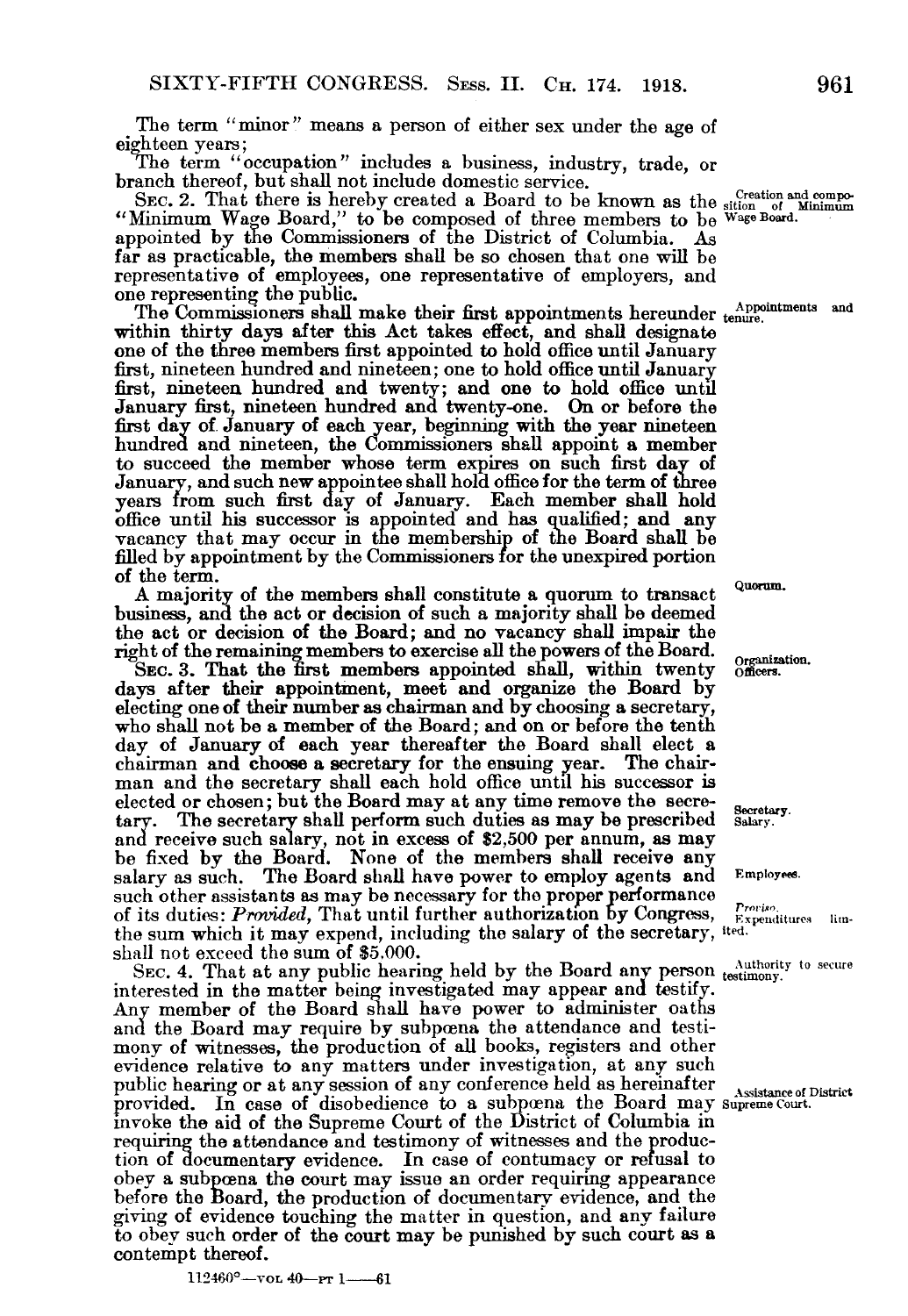The term "minor" means a person of either sex under the age of eighteen years;

The term "occupation" includes a business, industry, trade, or branch thereof, but shall not include domestic service.

Creation and composition of Minimum Wage Board.

SEC. 2. That there is hereby created a Board to be known as the "Minimum Wage Board," to be composed of three members to be appointed by the Commissioners of the District of Columbia. As far as practicable, the members shall be so chosen that one will be representative of employees, one representative of employers, and one representing the public.

Appointments and tenure.

The Commissioners shall make their first appointments hereunder within thirty days after this Act takes effect, and shall designate one of the three members first appointed to hold office until January first, nineteen hundred and nineteen; one to hold office until January first, nineteen hundred and twenty; and one to hold office until January first, nineteen hundred and twenty-one. On or before the first day of January of each year, beginning with the year nineteen hundred and nineteen, the Commissioners shall appoint a member to succeed the member whose term expires on such first day of January, and such new appointee shall hold office for the term of three years from such first day of January. Each member shall hold office until his successor is appointed and has qualified; and any vacancy that may occur in the membership of the Board shall be filled by appointment by the Commissioners for the unexpired portion of the term.

Quorum.

A majority of the members shall constitute a quorum to transact business, and the act or decision of such a majority shall be deemed the act or decision of the Board; and no vacancy shall impair the right of the remaining members to exercise all the powers of the Board.

Organization. Officers.

SEC. 3. That the first members appointed shall, within twenty days after their appointment, meet and organize the Board by electing one of their number as chairman and by choosing a secretary, who shall not be a member of the Board; and on or before the tenth day of January of each year thereafter the Board shall elect a chairman and choose a secretary for the ensuing year. The chairman and the secretary shall each hold office until his successor is elected or chosen; but the Board may at any time remove the secretary. The secretary shall perform such duties as may be prescribed and receive such salary, not in excess of $2,500 per annum, as may be fixed by the Board. None of the members shall receive any salary as such. The Board shall have power to employ agents and such other assistants as may be necessary for the proper performance of its duties: *Provided*, That until further authorization by Congress, the sum which it may expend, including the salary of the secretary, shall not exceed the sum of $5,000.

Secretary. Salary.

Employees.

Proviso. Expenditures limited.

Authority to secure testimony.

SEC. 4. That at any public hearing held by the Board any person interested in the matter being investigated may appear and testify. Any member of the Board shall have power to administer oaths and the Board may require by subpœna the attendance and testimony of witnesses, the production of all books, registers and other evidence relative to any matters under investigation, at any such public hearing or at any session of any conference held as hereinafter provided. In case of disobedience to a subpœna the Board may invoke the aid of the Supreme Court of the District of Columbia in requiring the attendance and testimony of witnesses and the production of documentary evidence. In case of contumacy or refusal to obey a subpœna the court may issue an order requiring appearance before the Board, the production of documentary evidence, and the giving of evidence touching the matter in question, and any failure to obey such order of the court may be punished by such court as a contempt thereof.

Assistance of District Supreme Court.

112460°—VOL 40—PT 1——61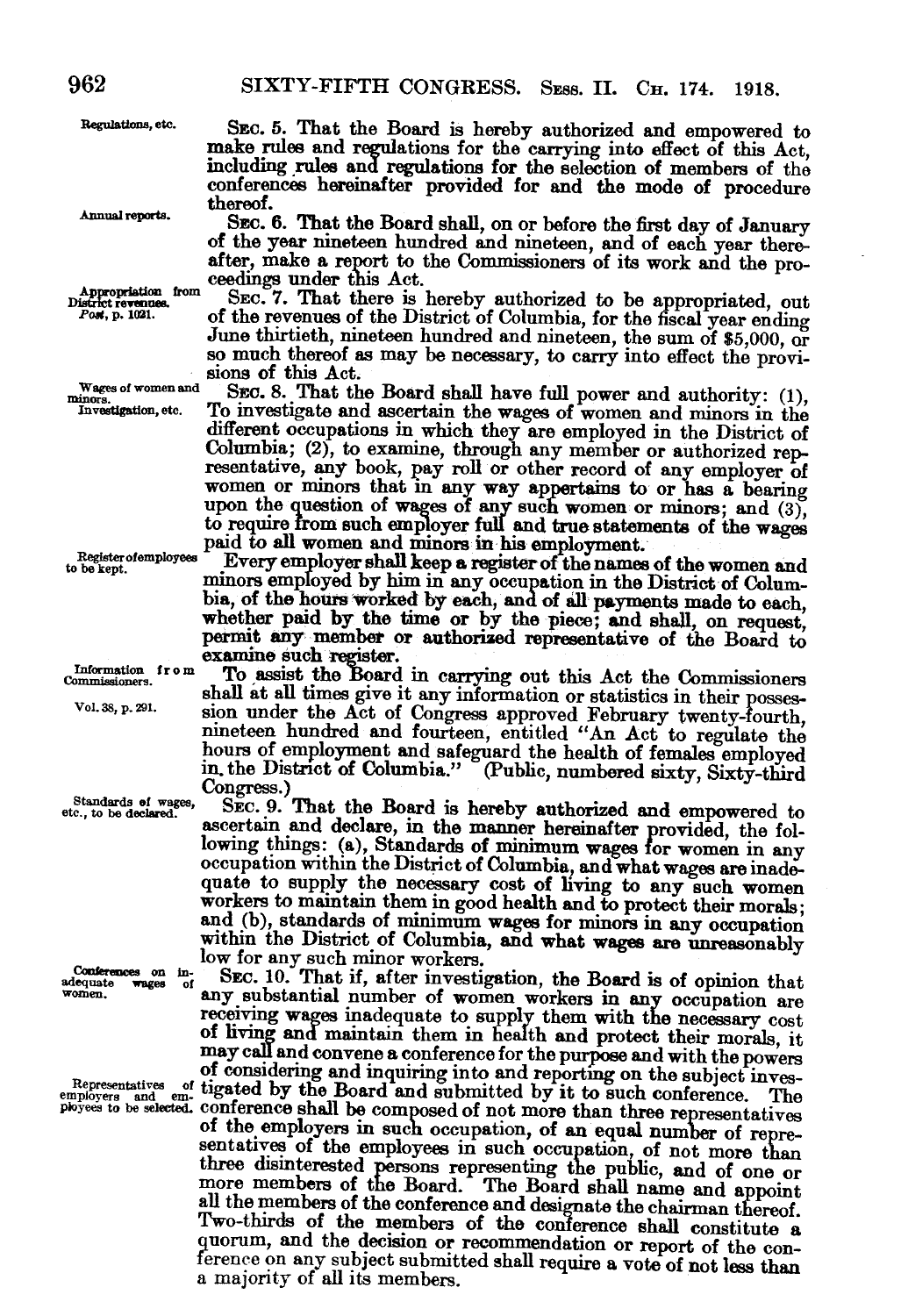Regulations, etc.

SEC. 5. That the Board is hereby authorized and empowered to make rules and regulations for the carrying into effect of this Act, including rules and regulations for the selection of members of the conferences hereinafter provided for and the mode of procedure thereof.

Annual reports.

SEC. 6. That the Board shall, on or before the first day of January of the year nineteen hundred and nineteen, and of each year thereafter, make a report to the Commissioners of its work and the proceedings under this Act.

Appropriation from District revenues. *Post*, p. 1021.

SEC. 7. That there is hereby authorized to be appropriated, out of the revenues of the District of Columbia, for the fiscal year ending June thirtieth, nineteen hundred and nineteen, the sum of $5,000, or so much thereof as may be necessary, to carry into effect the provisions of this Act.

Wages of women and minors. Investigation, etc.

SEC. 8. That the Board shall have full power and authority: (1), To investigate and ascertain the wages of women and minors in the different occupations in which they are employed in the District of Columbia; (2), to examine, through any member or authorized representative, any book, pay roll or other record of any employer of women or minors that in any way appertains to or has a bearing upon the question of wages of any such women or minors; and (3), to require from such employer full and true statements of the wages paid to all women and minors in his employment.

Register of employees to be kept.

Every employer shall keep a register of the names of the women and minors employed by him in any occupation in the District of Columbia, of the hours worked by each, and of all payments made to each, whether paid by the time or by the piece; and shall, on request, permit any member or authorized representative of the Board to examine such register.

Information from Commissioners. Vol. 38, p. 291.

To assist the Board in carrying out this Act the Commissioners shall at all times give it any information or statistics in their possession under the Act of Congress approved February twenty-fourth, nineteen hundred and fourteen, entitled "An Act to regulate the hours of employment and safeguard the health of females employed in the District of Columbia." (Public, numbered sixty, Sixty-third Congress.)

Standards of wages, etc., to be declared.

SEC. 9. That the Board is hereby authorized and empowered to ascertain and declare, in the manner hereinafter provided, the following things: (a), Standards of minimum wages for women in any occupation within the District of Columbia, and what wages are inadequate to supply the necessary cost of living to any such women workers to maintain them in good health and to protect their morals; and (b), standards of minimum wages for minors in any occupation within the District of Columbia, and what wages are unreasonably low for any such minor workers.

Conferences on inadequate wages of women.

SEC. 10. That if, after investigation, the Board is of opinion that any substantial number of women workers in any occupation are receiving wages inadequate to supply them with the necessary cost of living and maintain them in health and protect their morals, it may call and convene a conference for the purpose and with the powers of considering and inquiring into and reporting on the subject investigated by the Board and submitted by it to such conference. The conference shall be composed of not more than three representatives of the employers in such occupation, of an equal number of representatives of the employees in such occupation, of not more than three disinterested persons representing the public, and of one or more members of the Board. The Board shall name and appoint all the members of the conference and designate the chairman thereof. Two-thirds of the members of the conference shall constitute a quorum, and the decision or recommendation or report of the conference on any subject submitted shall require a vote of not less than a majority of all its members.

Representatives of employers and employees to be selected.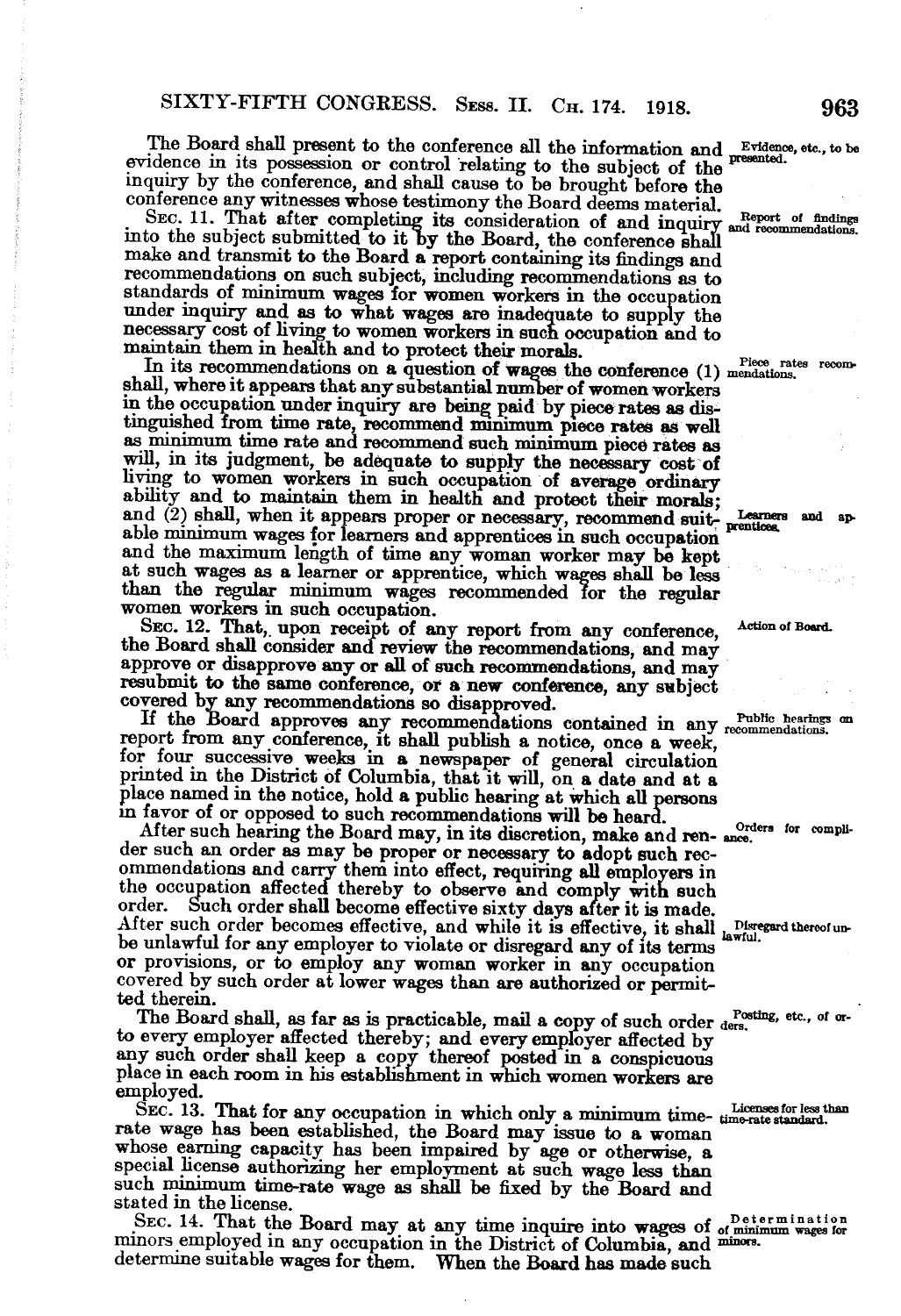The Board shall present to the conference all the information and evidence in its possession or control relating to the subject of the inquiry by the conference, and shall cause to be brought before the conference any witnesses whose testimony the Board deems material.

*Evidence, etc., to be presented.*

SEC. 11. That after completing its consideration of and inquiry into the subject submitted to it by the Board, the conference shall make and transmit to the Board a report containing its findings and recommendations on such subject, including recommendations as to standards of minimum wages for women workers in the occupation under inquiry and as to what wages are inadequate to supply the necessary cost of living to women workers in such occupation and to maintain them in health and to protect their morals.

*Report of findings and recommendations.*

In its recommendations on a question of wages the conference (1) shall, where it appears that any substantial number of women workers in the occupation under inquiry are being paid by piece rates as distinguished from time rate, recommend minimum piece rates as well as minimum time rate and recommend such minimum piece rates as will, in its judgment, be adequate to supply the necessary cost of living to women workers in such occupation of average ordinary ability and to maintain them in health and protect their morals; and (2) shall, when it appears proper or necessary, recommend suitable minimum wages for learners and apprentices in such occupation and the maximum length of time any woman worker may be kept at such wages as a learner or apprentice, which wages shall be less than the regular minimum wages recommended for the regular women workers in such occupation.

*Piece rates recommendations.*

*Learners and apprentices.*

SEC. 12. That, upon receipt of any report from any conference, the Board shall consider and review the recommendations, and may approve or disapprove any or all of such recommendations, and may resubmit to the same conference, or a new conference, any subject covered by any recommendations so disapproved.

*Action of Board.*

If the Board approves any recommendations contained in any report from any conference, it shall publish a notice, once a week, for four successive weeks in a newspaper of general circulation printed in the District of Columbia, that it will, on a date and at a place named in the notice, hold a public hearing at which all persons in favor of or opposed to such recommendations will be heard.

*Public hearings on recommendations.*

After such hearing the Board may, in its discretion, make and render such an order as may be proper or necessary to adopt such recommendations and carry them into effect, requiring all employers in the occupation affected thereby to observe and comply with such order. Such order shall become effective sixty days after it is made. After such order becomes effective, and while it is effective, it shall be unlawful for any employer to violate or disregard any of its terms or provisions, or to employ any woman worker in any occupation covered by such order at lower wages than are authorized or permitted therein.

*Orders for compliance.*

*Disregard thereof unlawful.*

The Board shall, as far as is practicable, mail a copy of such order to every employer affected thereby; and every employer affected by any such order shall keep a copy thereof posted in a conspicuous place in each room in his establishment in which women workers are employed.

*Posting, etc., of orders.*

SEC. 13. That for any occupation in which only a minimum time-rate wage has been established, the Board may issue to a woman whose earning capacity has been impaired by age or otherwise, a special license authorizing her employment at such wage less than such minimum time-rate wage as shall be fixed by the Board and stated in the license.

*Licenses for less than time-rate standard.*

SEC. 14. That the Board may at any time inquire into wages of minors employed in any occupation in the District of Columbia, and determine suitable wages for them. When the Board has made such

*Determination of minimum wages for minors.*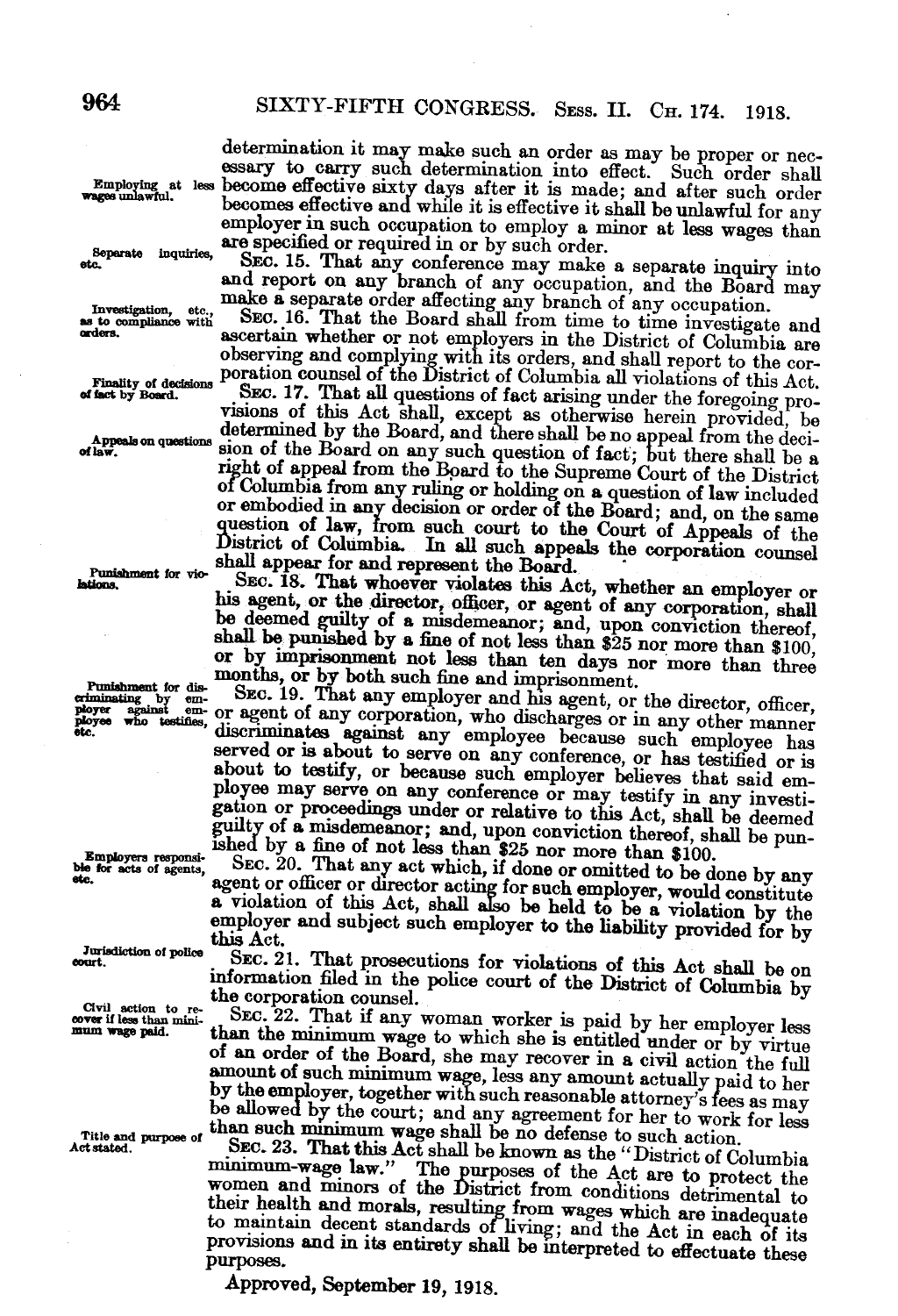determination it may make such an order as may be proper or necessary to carry such determination into effect. Such order shall become effective sixty days after it is made; and after such order becomes effective and while it is effective it shall be unlawful for any employer in such occupation to employ a minor at less wages than are specified or required in or by such order.

Employing at less wages unlawful.

Separate inquiries, etc.

SEC. 15. That any conference may make a separate inquiry into and report on any branch of any occupation, and the Board may make a separate order affecting any branch of any occupation.

Investigation, etc., as to compliance with orders.

SEC. 16. That the Board shall from time to time investigate and ascertain whether or not employers in the District of Columbia are observing and complying with its orders, and shall report to the corporation counsel of the District of Columbia all violations of this Act.

Finality of decisions of fact by Board.

SEC. 17. That all questions of fact arising under the foregoing provisions of this Act shall, except as otherwise herein provided, be determined by the Board, and there shall be no appeal from the decision of the Board on any such question of fact; but there shall be a right of appeal from the Board to the Supreme Court of the District of Columbia from any ruling or holding on a question of law included or embodied in any decision or order of the Board; and, on the same question of law, from such court to the Court of Appeals of the District of Columbia. In all such appeals the corporation counsel shall appear for and represent the Board.

Appeals on questions of law.

Punishment for violations.

SEC. 18. That whoever violates this Act, whether an employer or his agent, or the director, officer, or agent of any corporation, shall be deemed guilty of a misdemeanor; and, upon conviction thereof, shall be punished by a fine of not less than $25 nor more than $100, or by imprisonment not less than ten days nor more than three months, or by both such fine and imprisonment.

Punishment for discriminating by employer against employee who testifies, etc.

SEC. 19. That any employer and his agent, or the director, officer, or agent of any corporation, who discharges or in any other manner discriminates against any employee because such employee has served or is about to serve on any conference, or has testified or is about to testify, or because such employer believes that said employee may serve on any conference or may testify in any investigation or proceedings under or relative to this Act, shall be deemed guilty of a misdemeanor; and, upon conviction thereof, shall be punished by a fine of not less than $25 nor more than $100.

Employers responsible for acts of agents, etc.

SEC. 20. That any act which, if done or omitted to be done by any agent or officer or director acting for such employer, would constitute a violation of this Act, shall also be held to be a violation by the employer and subject such employer to the liability provided for by this Act.

Jurisdiction of police court.

SEC. 21. That prosecutions for violations of this Act shall be on information filed in the police court of the District of Columbia by the corporation counsel.

Civil action to recover if less than minimum wage paid.

SEC. 22. That if any woman worker is paid by her employer less than the minimum wage to which she is entitled under or by virtue of an order of the Board, she may recover in a civil action the full amount of such minimum wage, less any amount actually paid to her by the employer, together with such reasonable attorney's fees as may be allowed by the court; and any agreement for her to work for less than such minimum wage shall be no defense to such action.

Title and purpose of Act stated.

SEC. 23. That this Act shall be known as the "District of Columbia minimum-wage law." The purposes of the Act are to protect the women and minors of the District from conditions detrimental to their health and morals, resulting from wages which are inadequate to maintain decent standards of living; and the Act in each of its provisions and in its entirety shall be interpreted to effectuate these purposes.

Approved, September 19, 1918.